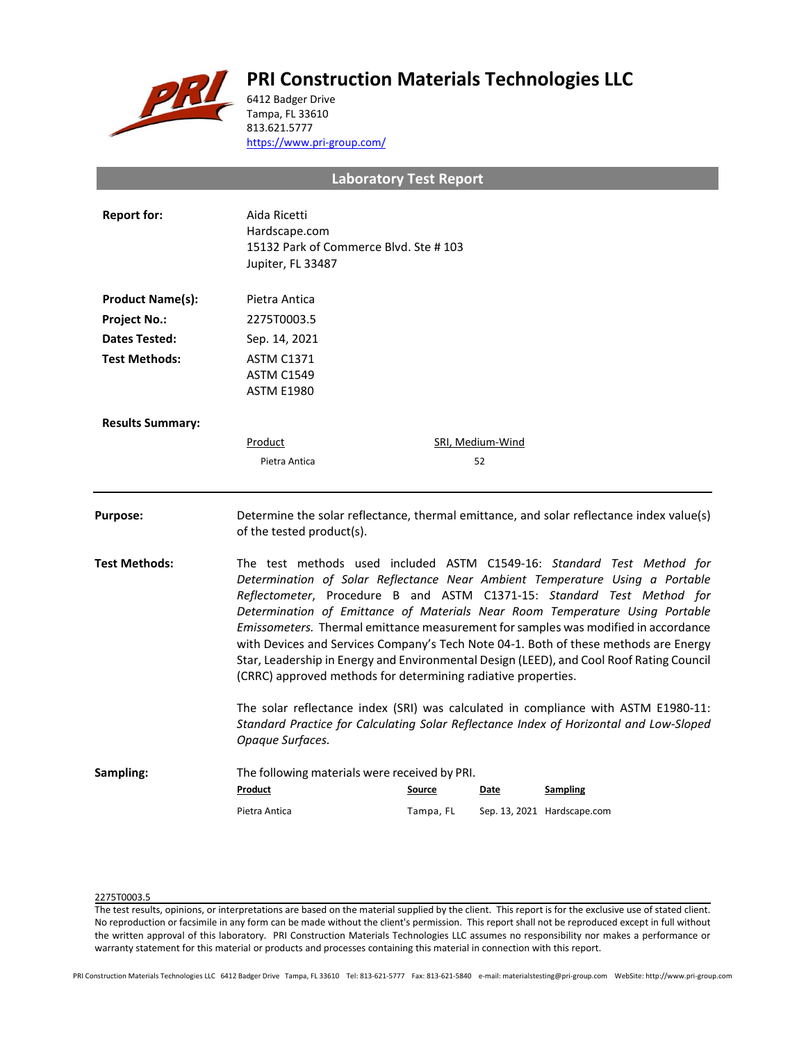# PRI Construction Materials Technologies LLC

6412 Badger Drive
Tampa, FL 33610
813.621.5777
https://www.pri-group.com/

## Laboratory Test Report

**Report for:** Aida Ricetti
Hardscape.com
15132 Park of Commerce Blvd. Ste # 103
Jupiter, FL 33487

**Product Name(s):** Pietra Antica

**Project No.:** 2275T0003.5

**Dates Tested:** Sep. 14, 2021

**Test Methods:** ASTM C1371
ASTM C1549
ASTM E1980

**Results Summary:**

| Product | SRI, Medium-Wind |
| --- | --- |
| Pietra Antica | 52 |

---

**Purpose:** Determine the solar reflectance, thermal emittance, and solar reflectance index value(s) of the tested product(s).

**Test Methods:** The test methods used included ASTM C1549-16: *Standard Test Method for Determination of Solar Reflectance Near Ambient Temperature Using a Portable Reflectometer*, Procedure B and ASTM C1371-15: *Standard Test Method for Determination of Emittance of Materials Near Room Temperature Using Portable Emissometers.* Thermal emittance measurement for samples was modified in accordance with Devices and Services Company's Tech Note 04-1. Both of these methods are Energy Star, Leadership in Energy and Environmental Design (LEED), and Cool Roof Rating Council (CRRC) approved methods for determining radiative properties.

The solar reflectance index (SRI) was calculated in compliance with ASTM E1980-11: *Standard Practice for Calculating Solar Reflectance Index of Horizontal and Low-Sloped Opaque Surfaces.*

**Sampling:** The following materials were received by PRI.

| Product | Source | Date | Sampling |
| --- | --- | --- | --- |
| Pietra Antica | Tampa, FL | Sep. 13, 2021 | Hardscape.com |

2275T0003.5

The test results, opinions, or interpretations are based on the material supplied by the client. This report is for the exclusive use of stated client. No reproduction or facsimile in any form can be made without the client's permission. This report shall not be reproduced except in full without the written approval of this laboratory. PRI Construction Materials Technologies LLC assumes no responsibility nor makes a performance or warranty statement for this material or products and processes containing this material in connection with this report.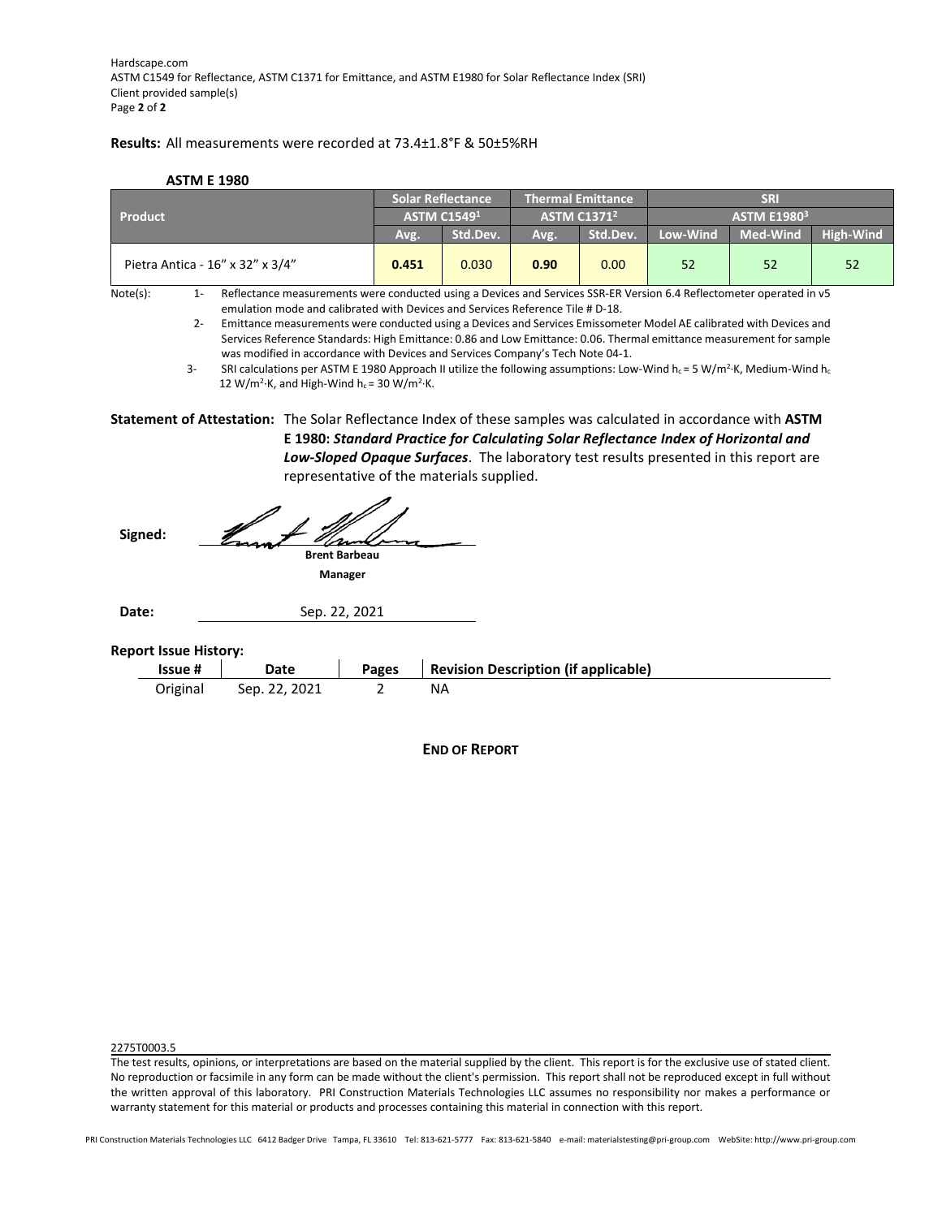Hardscape.com
ASTM C1549 for Reflectance, ASTM C1371 for Emittance, and ASTM E1980 for Solar Reflectance Index (SRI)
Client provided sample(s)

**Results:** All measurements were recorded at 73.4±1.8°F & 50±5%RH

**ASTM E 1980**

| Product | Solar Reflectance ASTM C1549[1] | | Thermal Emittance ASTM C1371[2] | | SRI ASTM E1980[3] | | |
|---|---|---|---|---|---|---|---|
| | Avg. | Std.Dev. | Avg. | Std.Dev. | Low-Wind | Med-Wind | High-Wind |
| Pietra Antica - 16" x 32" x 3/4" | **0.451** | 0.030 | **0.90** | 0.00 | 52 | 52 | 52 |

Note(s):

1- Reflectance measurements were conducted using a Devices and Services SSR-ER Version 6.4 Reflectometer operated in v5 emulation mode and calibrated with Devices and Services Reference Tile # D-18.

2- Emittance measurements were conducted using a Devices and Services Emissometer Model AE calibrated with Devices and Services Reference Standards: High Emittance: 0.86 and Low Emittance: 0.06. Thermal emittance measurement for sample was modified in accordance with Devices and Services Company's Tech Note 04-1.

3- SRI calculations per ASTM E 1980 Approach II utilize the following assumptions: Low-Wind $h_c = 5\ W/m^2 \cdot K$, Medium-Wind $h_c$ $12\ W/m^2 \cdot K$, and High-Wind $h_c = 30\ W/m^2 \cdot K$.

**Statement of Attestation:** The Solar Reflectance Index of these samples was calculated in accordance with **ASTM E 1980:** ***Standard Practice for Calculating Solar Reflectance Index of Horizontal and Low-Sloped Opaque Surfaces***. The laboratory test results presented in this report are representative of the materials supplied.

**Signed:**

**Brent Barbeau**
**Manager**

**Date:** Sep. 22, 2021

**Report Issue History:**

| Issue # | Date | Pages | Revision Description (if applicable) |
|---|---|---|---|
| Original | Sep. 22, 2021 | 2 | NA |

**END OF REPORT**

2275T0003.5

The test results, opinions, or interpretations are based on the material supplied by the client. This report is for the exclusive use of stated client. No reproduction or facsimile in any form can be made without the client's permission. This report shall not be reproduced except in full without the written approval of this laboratory. PRI Construction Materials Technologies LLC assumes no responsibility nor makes a performance or warranty statement for this material or products and processes containing this material in connection with this report.

PRI Construction Materials Technologies LLC 6412 Badger Drive Tampa, FL 33610 Tel: 813-621-5777 Fax: 813-621-5840 e-mail: materialstesting@pri-group.com WebSite: http://www.pri-group.com